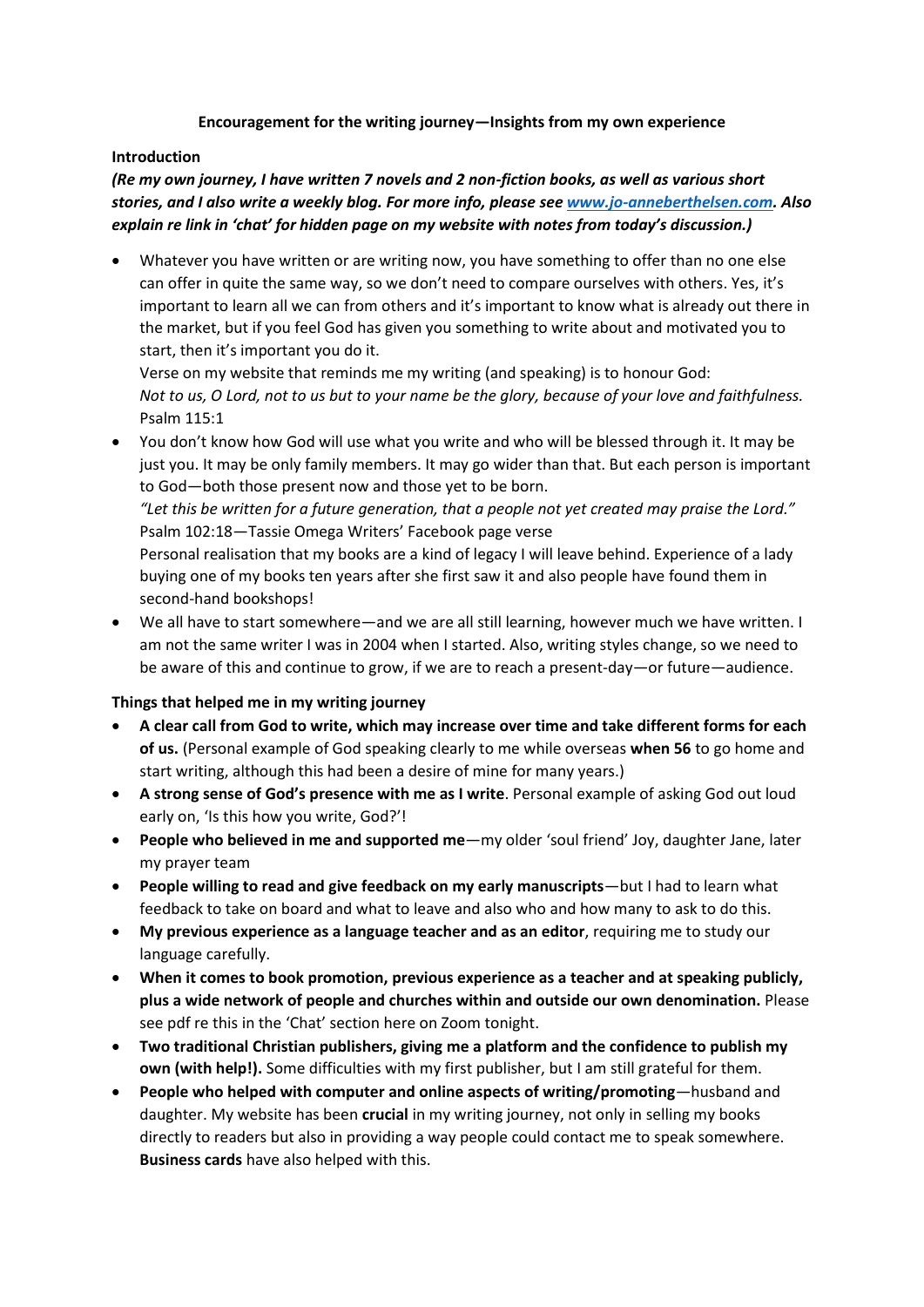**Encouragement for the writing journey—Insights from my own experience**

**Introduction**

***(Re my own journey, I have written 7 novels and 2 non-fiction books, as well as various short stories, and I also write a weekly blog. For more info, please see [www.jo-anneberthelsen.com](http://www.jo-anneberthelsen.com). Also explain re link in 'chat' for hidden page on my website with notes from today's discussion.)***

- Whatever you have written or are writing now, you have something to offer than no one else can offer in quite the same way, so we don't need to compare ourselves with others. Yes, it's important to learn all we can from others and it's important to know what is already out there in the market, but if you feel God has given you something to write about and motivated you to start, then it's important you do it.
  Verse on my website that reminds me my writing (and speaking) is to honour God:
  *Not to us, O Lord, not to us but to your name be the glory, because of your love and faithfulness.* Psalm 115:1
- You don't know how God will use what you write and who will be blessed through it. It may be just you. It may be only family members. It may go wider than that. But each person is important to God—both those present now and those yet to be born.
  *"Let this be written for a future generation, that a people not yet created may praise the Lord."* Psalm 102:18—Tassie Omega Writers' Facebook page verse
  Personal realisation that my books are a kind of legacy I will leave behind. Experience of a lady buying one of my books ten years after she first saw it and also people have found them in second-hand bookshops!
- We all have to start somewhere—and we are all still learning, however much we have written. I am not the same writer I was in 2004 when I started. Also, writing styles change, so we need to be aware of this and continue to grow, if we are to reach a present-day—or future—audience.

**Things that helped me in my writing journey**

- **A clear call from God to write, which may increase over time and take different forms for each of us.** (Personal example of God speaking clearly to me while overseas **when 56** to go home and start writing, although this had been a desire of mine for many years.)
- **A strong sense of God's presence with me as I write**. Personal example of asking God out loud early on, 'Is this how you write, God?'!
- **People who believed in me and supported me**—my older 'soul friend' Joy, daughter Jane, later my prayer team
- **People willing to read and give feedback on my early manuscripts**—but I had to learn what feedback to take on board and what to leave and also who and how many to ask to do this.
- **My previous experience as a language teacher and as an editor**, requiring me to study our language carefully.
- **When it comes to book promotion, previous experience as a teacher and at speaking publicly, plus a wide network of people and churches within and outside our own denomination.** Please see pdf re this in the 'Chat' section here on Zoom tonight.
- **Two traditional Christian publishers, giving me a platform and the confidence to publish my own (with help!).** Some difficulties with my first publisher, but I am still grateful for them.
- **People who helped with computer and online aspects of writing/promoting**—husband and daughter. My website has been **crucial** in my writing journey, not only in selling my books directly to readers but also in providing a way people could contact me to speak somewhere. **Business cards** have also helped with this.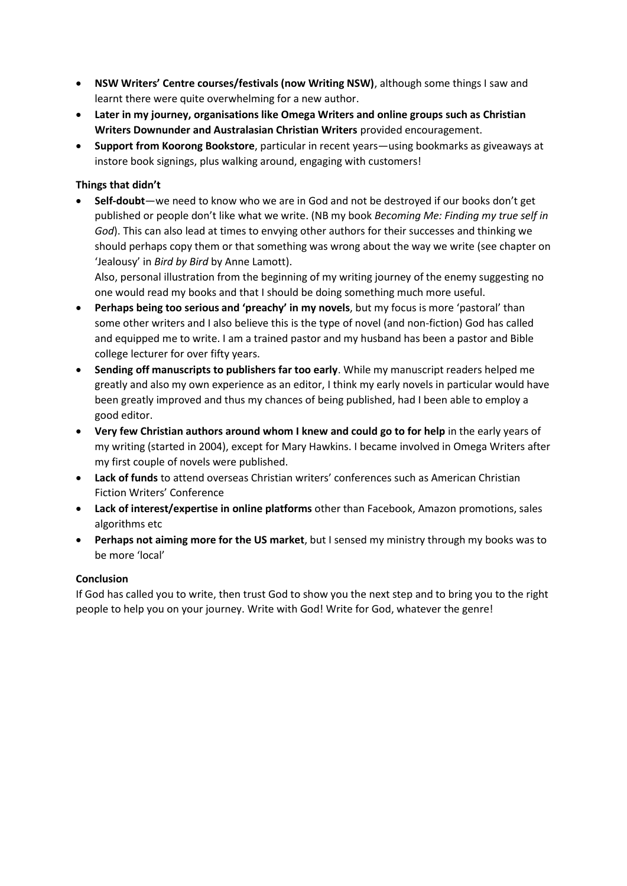- **NSW Writers' Centre courses/festivals (now Writing NSW)**, although some things I saw and learnt there were quite overwhelming for a new author.
- **Later in my journey, organisations like Omega Writers and online groups such as Christian Writers Downunder and Australasian Christian Writers** provided encouragement.
- **Support from Koorong Bookstore**, particular in recent years—using bookmarks as giveaways at instore book signings, plus walking around, engaging with customers!

**Things that didn't**

- **Self-doubt**—we need to know who we are in God and not be destroyed if our books don't get published or people don't like what we write. (NB my book *Becoming Me: Finding my true self in God*). This can also lead at times to envying other authors for their successes and thinking we should perhaps copy them or that something was wrong about the way we write (see chapter on 'Jealousy' in *Bird by Bird* by Anne Lamott).
  Also, personal illustration from the beginning of my writing journey of the enemy suggesting no one would read my books and that I should be doing something much more useful.
- **Perhaps being too serious and 'preachy' in my novels**, but my focus is more 'pastoral' than some other writers and I also believe this is the type of novel (and non-fiction) God has called and equipped me to write. I am a trained pastor and my husband has been a pastor and Bible college lecturer for over fifty years.
- **Sending off manuscripts to publishers far too early**. While my manuscript readers helped me greatly and also my own experience as an editor, I think my early novels in particular would have been greatly improved and thus my chances of being published, had I been able to employ a good editor.
- **Very few Christian authors around whom I knew and could go to for help** in the early years of my writing (started in 2004), except for Mary Hawkins. I became involved in Omega Writers after my first couple of novels were published.
- **Lack of funds** to attend overseas Christian writers' conferences such as American Christian Fiction Writers' Conference
- **Lack of interest/expertise in online platforms** other than Facebook, Amazon promotions, sales algorithms etc
- **Perhaps not aiming more for the US market**, but I sensed my ministry through my books was to be more 'local'

**Conclusion**

If God has called you to write, then trust God to show you the next step and to bring you to the right people to help you on your journey. Write with God! Write for God, whatever the genre!